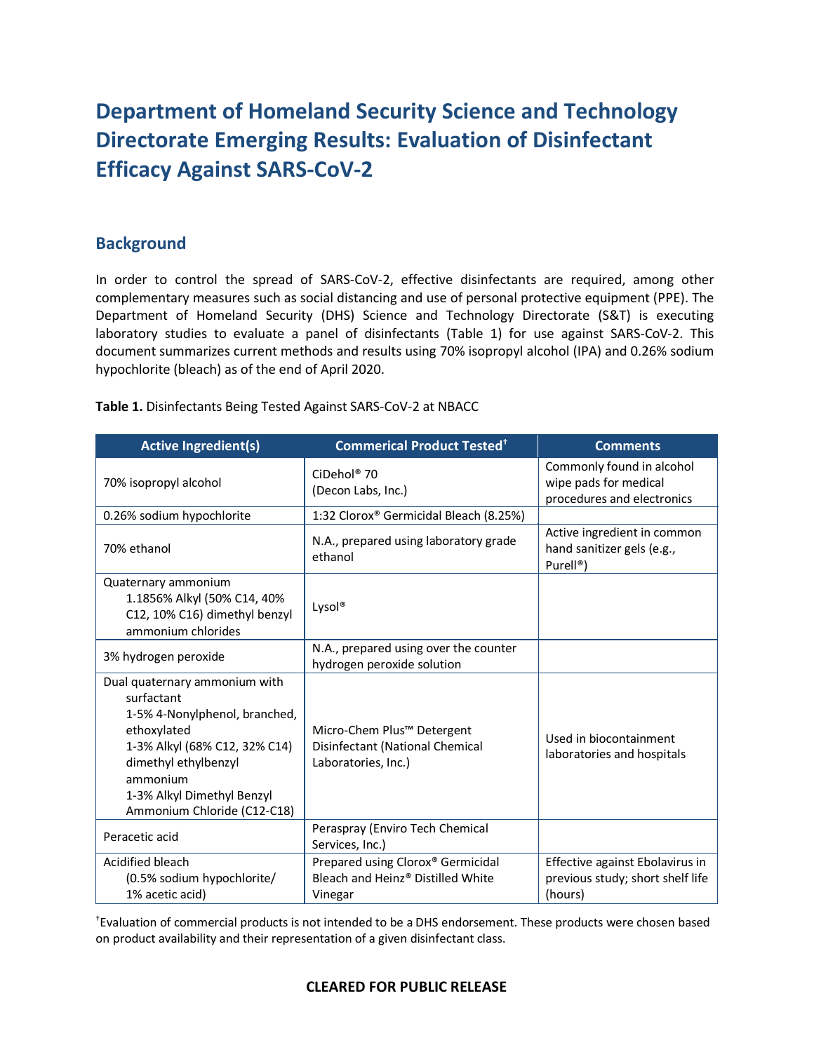# Department of Homeland Security Science and Technology Directorate Emerging Results: Evaluation of Disinfectant Efficacy Against SARS-CoV-2

## Background

In order to control the spread of SARS-CoV-2, effective disinfectants are required, among other complementary measures such as social distancing and use of personal protective equipment (PPE). The Department of Homeland Security (DHS) Science and Technology Directorate (S&T) is executing laboratory studies to evaluate a panel of disinfectants (Table 1) for use against SARS-CoV-2. This document summarizes current methods and results using 70% isopropyl alcohol (IPA) and 0.26% sodium hypochlorite (bleach) as of the end of April 2020.

**Table 1.** Disinfectants Being Tested Against SARS-CoV-2 at NBACC

| Active Ingredient(s) | Commerical Product Tested† | Comments |
|---|---|---|
| 70% isopropyl alcohol | CiDehol® 70 (Decon Labs, Inc.) | Commonly found in alcohol wipe pads for medical procedures and electronics |
| 0.26% sodium hypochlorite | 1:32 Clorox® Germicidal Bleach (8.25%) | |
| 70% ethanol | N.A., prepared using laboratory grade ethanol | Active ingredient in common hand sanitizer gels (e.g., Purell®) |
| Quaternary ammonium 1.1856% Alkyl (50% C14, 40% C12, 10% C16) dimethyl benzyl ammonium chlorides | Lysol® | |
| 3% hydrogen peroxide | N.A., prepared using over the counter hydrogen peroxide solution | |
| Dual quaternary ammonium with surfactant 1-5% 4-Nonylphenol, branched, ethoxylated 1-3% Alkyl (68% C12, 32% C14) dimethyl ethylbenzyl ammonium 1-3% Alkyl Dimethyl Benzyl Ammonium Chloride (C12-C18) | Micro-Chem Plus™ Detergent Disinfectant (National Chemical Laboratories, Inc.) | Used in biocontainment laboratories and hospitals |
| Peracetic acid | Peraspray (Enviro Tech Chemical Services, Inc.) | |
| Acidified bleach (0.5% sodium hypochlorite/ 1% acetic acid) | Prepared using Clorox® Germicidal Bleach and Heinz® Distilled White Vinegar | Effective against Ebolavirus in previous study; short shelf life (hours) |

†Evaluation of commercial products is not intended to be a DHS endorsement. These products were chosen based on product availability and their representation of a given disinfectant class.

**CLEARED FOR PUBLIC RELEASE**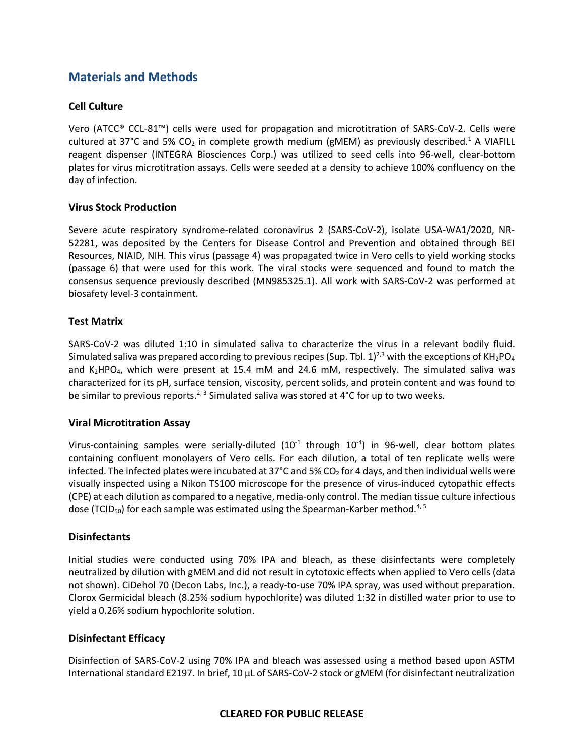## Materials and Methods

### Cell Culture

Vero (ATCC® CCL-81™) cells were used for propagation and microtitration of SARS-CoV-2. Cells were cultured at 37°C and 5% $CO_2$ in complete growth medium (gMEM) as previously described.[1] A VIAFILL reagent dispenser (INTEGRA Biosciences Corp.) was utilized to seed cells into 96-well, clear-bottom plates for virus microtitration assays. Cells were seeded at a density to achieve 100% confluency on the day of infection.

### Virus Stock Production

Severe acute respiratory syndrome-related coronavirus 2 (SARS-CoV-2), isolate USA-WA1/2020, NR-52281, was deposited by the Centers for Disease Control and Prevention and obtained through BEI Resources, NIAID, NIH. This virus (passage 4) was propagated twice in Vero cells to yield working stocks (passage 6) that were used for this work. The viral stocks were sequenced and found to match the consensus sequence previously described (MN985325.1). All work with SARS-CoV-2 was performed at biosafety level-3 containment.

### Test Matrix

SARS-CoV-2 was diluted 1:10 in simulated saliva to characterize the virus in a relevant bodily fluid. Simulated saliva was prepared according to previous recipes (Sup. Tbl. 1)[2,3] with the exceptions of $KH_2PO_4$ and $K_2HPO_4$, which were present at 15.4 mM and 24.6 mM, respectively. The simulated saliva was characterized for its pH, surface tension, viscosity, percent solids, and protein content and was found to be similar to previous reports.[2,3] Simulated saliva was stored at 4°C for up to two weeks.

### Viral Microtitration Assay

Virus-containing samples were serially-diluted ($10^{-1}$ through $10^{-4}$) in 96-well, clear bottom plates containing confluent monolayers of Vero cells. For each dilution, a total of ten replicate wells were infected. The infected plates were incubated at 37°C and 5% $CO_2$ for 4 days, and then individual wells were visually inspected using a Nikon TS100 microscope for the presence of virus-induced cytopathic effects (CPE) at each dilution as compared to a negative, media-only control. The median tissue culture infectious dose ($TCID_{50}$) for each sample was estimated using the Spearman-Karber method.[4,5]

### Disinfectants

Initial studies were conducted using 70% IPA and bleach, as these disinfectants were completely neutralized by dilution with gMEM and did not result in cytotoxic effects when applied to Vero cells (data not shown). CiDehol 70 (Decon Labs, Inc.), a ready-to-use 70% IPA spray, was used without preparation. Clorox Germicidal bleach (8.25% sodium hypochlorite) was diluted 1:32 in distilled water prior to use to yield a 0.26% sodium hypochlorite solution.

### Disinfectant Efficacy

Disinfection of SARS-CoV-2 using 70% IPA and bleach was assessed using a method based upon ASTM International standard E2197. In brief, 10 µL of SARS-CoV-2 stock or gMEM (for disinfectant neutralization

**CLEARED FOR PUBLIC RELEASE**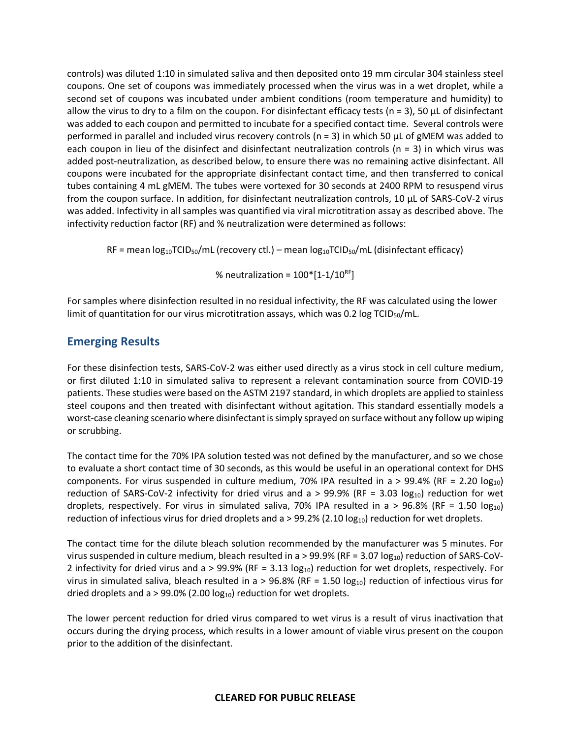controls) was diluted 1:10 in simulated saliva and then deposited onto 19 mm circular 304 stainless steel coupons. One set of coupons was immediately processed when the virus was in a wet droplet, while a second set of coupons was incubated under ambient conditions (room temperature and humidity) to allow the virus to dry to a film on the coupon. For disinfectant efficacy tests (n = 3), 50 µL of disinfectant was added to each coupon and permitted to incubate for a specified contact time. Several controls were performed in parallel and included virus recovery controls (n = 3) in which 50 µL of gMEM was added to each coupon in lieu of the disinfect and disinfectant neutralization controls (n = 3) in which virus was added post-neutralization, as described below, to ensure there was no remaining active disinfectant. All coupons were incubated for the appropriate disinfectant contact time, and then transferred to conical tubes containing 4 mL gMEM. The tubes were vortexed for 30 seconds at 2400 RPM to resuspend virus from the coupon surface. In addition, for disinfectant neutralization controls, 10 µL of SARS-CoV-2 virus was added. Infectivity in all samples was quantified via viral microtitration assay as described above. The infectivity reduction factor (RF) and % neutralization were determined as follows:

$$RF = \text{mean } \log_{10}TCID_{50}/mL \text{ (recovery ctl.)} - \text{mean } \log_{10}TCID_{50}/mL \text{ (disinfectant efficacy)}$$

$$\% \text{ neutralization} = 100*[1-1/10^{RF}]$$

For samples where disinfection resulted in no residual infectivity, the RF was calculated using the lower limit of quantitation for our virus microtitration assays, which was 0.2 log $TCID_{50}/mL$.

## Emerging Results

For these disinfection tests, SARS-CoV-2 was either used directly as a virus stock in cell culture medium, or first diluted 1:10 in simulated saliva to represent a relevant contamination source from COVID-19 patients. These studies were based on the ASTM 2197 standard, in which droplets are applied to stainless steel coupons and then treated with disinfectant without agitation. This standard essentially models a worst-case cleaning scenario where disinfectant is simply sprayed on surface without any follow up wiping or scrubbing.

The contact time for the 70% IPA solution tested was not defined by the manufacturer, and so we chose to evaluate a short contact time of 30 seconds, as this would be useful in an operational context for DHS components. For virus suspended in culture medium, 70% IPA resulted in a > 99.4% (RF = 2.20 $\log_{10}$) reduction of SARS-CoV-2 infectivity for dried virus and a > 99.9% (RF = 3.03 $\log_{10}$) reduction for wet droplets, respectively. For virus in simulated saliva, 70% IPA resulted in a > 96.8% (RF = 1.50 $\log_{10}$) reduction of infectious virus for dried droplets and a > 99.2% (2.10 $\log_{10}$) reduction for wet droplets.

The contact time for the dilute bleach solution recommended by the manufacturer was 5 minutes. For virus suspended in culture medium, bleach resulted in a > 99.9% (RF = 3.07 $\log_{10}$) reduction of SARS-CoV-2 infectivity for dried virus and a > 99.9% (RF = 3.13 $\log_{10}$) reduction for wet droplets, respectively. For virus in simulated saliva, bleach resulted in a > 96.8% (RF = 1.50 $\log_{10}$) reduction of infectious virus for dried droplets and a > 99.0% (2.00 $\log_{10}$) reduction for wet droplets.

The lower percent reduction for dried virus compared to wet virus is a result of virus inactivation that occurs during the drying process, which results in a lower amount of viable virus present on the coupon prior to the addition of the disinfectant.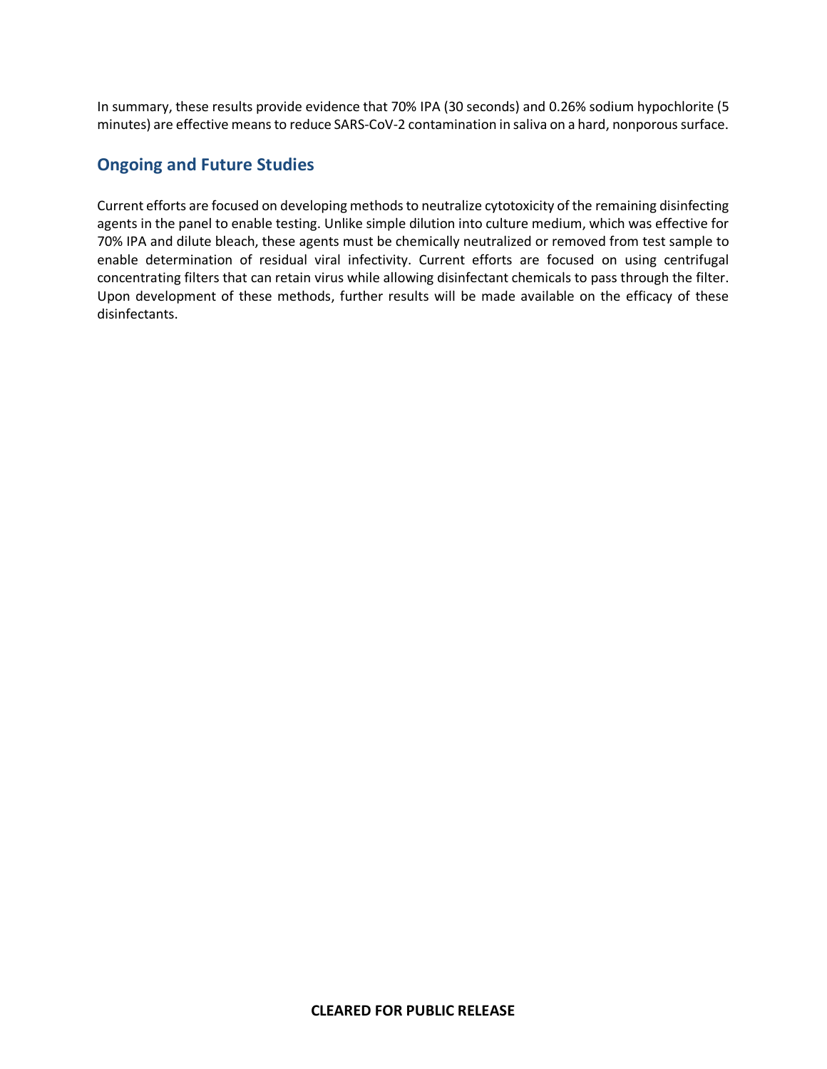In summary, these results provide evidence that 70% IPA (30 seconds) and 0.26% sodium hypochlorite (5 minutes) are effective means to reduce SARS-CoV-2 contamination in saliva on a hard, nonporous surface.

## Ongoing and Future Studies

Current efforts are focused on developing methods to neutralize cytotoxicity of the remaining disinfecting agents in the panel to enable testing. Unlike simple dilution into culture medium, which was effective for 70% IPA and dilute bleach, these agents must be chemically neutralized or removed from test sample to enable determination of residual viral infectivity. Current efforts are focused on using centrifugal concentrating filters that can retain virus while allowing disinfectant chemicals to pass through the filter. Upon development of these methods, further results will be made available on the efficacy of these disinfectants.

**CLEARED FOR PUBLIC RELEASE**